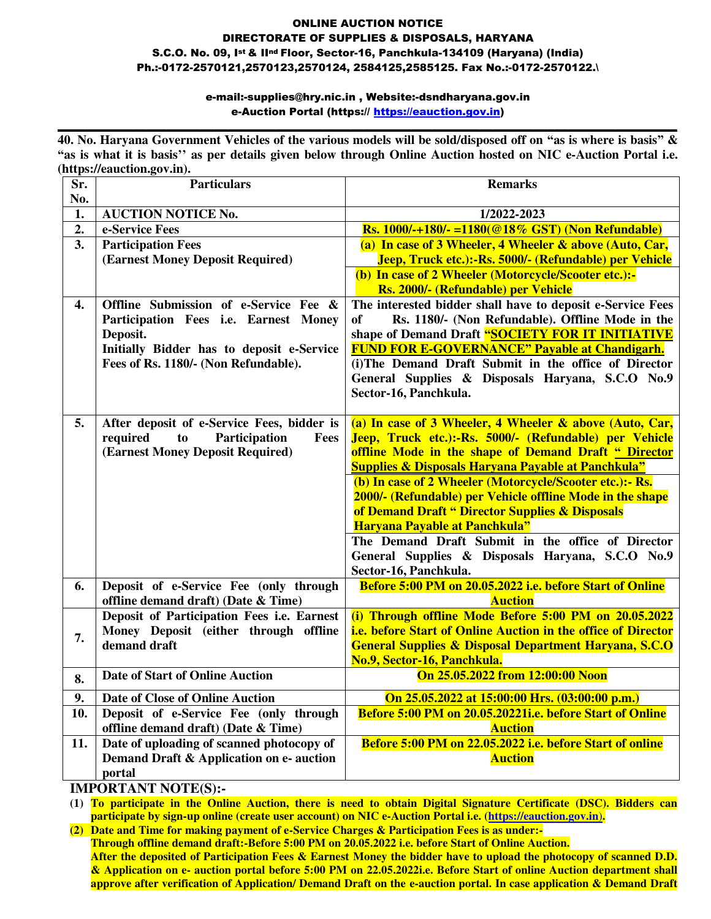# ONLINE AUCTION NOTICE

## DIRECTORATE OF SUPPLIES & DISPOSALS, HARYANA

**S.C.O. No. 09, Ist & IInd Floor, Sector-16, Panchkula-134109 (Haryana) (India)**
**Ph.:-0172-2570121,2570123,2570124, 2584125,2585125. Fax No.:-0172-2570122.\**

**e-mail:-supplies@hry.nic.in , Website:-dsndharyana.gov.in**
**e-Auction Portal (https:// https://eauction.gov.in)**

---

**40. No. Haryana Government Vehicles of the various models will be sold/disposed off on "as is where is basis" & "as is what it is basis'' as per details given below through Online Auction hosted on NIC e-Auction Portal i.e. (https://eauction.gov.in).**

| Sr. No. | Particulars | Remarks |
|---|---|---|
| 1. | **AUCTION NOTICE No.** | **1/2022-2023** |
| 2. | **e-Service Fees** | **Rs. 1000/-+180/- =1180(@18% GST) (Non Refundable)** |
| 3. | **Participation Fees (Earnest Money Deposit Required)** | **(a) In case of 3 Wheeler, 4 Wheeler & above (Auto, Car, Jeep, Truck etc.):-Rs. 5000/- (Refundable) per Vehicle**<br>**(b) In case of 2 Wheeler (Motorcycle/Scooter etc.):- Rs. 2000/- (Refundable) per Vehicle** |
| 4. | **Offline Submission of e-Service Fee & Participation Fees i.e. Earnest Money Deposit.**<br>**Initially Bidder has to deposit e-Service Fees of Rs. 1180/- (Non Refundable).** | **The interested bidder shall have to deposit e-Service Fees of Rs. 1180/- (Non Refundable). Offline Mode in the shape of Demand Draft "SOCIETY FOR IT INITIATIVE FUND FOR E-GOVERNANCE" Payable at Chandigarh.**<br>**(i)The Demand Draft Submit in the office of Director General Supplies & Disposals Haryana, S.C.O No.9 Sector-16, Panchkula.** |
| 5. | **After deposit of e-Service Fees, bidder is required to Participation Fees (Earnest Money Deposit Required)** | **(a) In case of 3 Wheeler, 4 Wheeler & above (Auto, Car, Jeep, Truck etc.):-Rs. 5000/- (Refundable) per Vehicle offline Mode in the shape of Demand Draft " Director Supplies & Disposals Haryana Payable at Panchkula"**<br>**(b) In case of 2 Wheeler (Motorcycle/Scooter etc.):- Rs. 2000/- (Refundable) per Vehicle offline Mode in the shape of Demand Draft " Director Supplies & Disposals Haryana Payable at Panchkula"**<br>**The Demand Draft Submit in the office of Director General Supplies & Disposals Haryana, S.C.O No.9 Sector-16, Panchkula.** |
| 6. | **Deposit of e-Service Fee (only through offline demand draft) (Date & Time)** | **Before 5:00 PM on 20.05.2022 i.e. before Start of Online Auction** |
| 7. | **Deposit of Participation Fees i.e. Earnest Money Deposit (either through offline demand draft** | **(i) Through offline Mode Before 5:00 PM on 20.05.2022 i.e. before Start of Online Auction in the office of Director General Supplies & Disposal Department Haryana, S.C.O No.9, Sector-16, Panchkula.** |
| 8. | **Date of Start of Online Auction** | **On 25.05.2022 from 12:00:00 Noon** |
| 9. | **Date of Close of Online Auction** | **On 25.05.2022 at 15:00:00 Hrs. (03:00:00 p.m.)** |
| 10. | **Deposit of e-Service Fee (only through offline demand draft) (Date & Time)** | **Before 5:00 PM on 20.05.20221i.e. before Start of Online Auction** |
| 11. | **Date of uploading of scanned photocopy of Demand Draft & Application on e- auction portal** | **Before 5:00 PM on 22.05.2022 i.e. before Start of online Auction** |

**IMPORTANT NOTE(S):-**

**(1) To participate in the Online Auction, there is need to obtain Digital Signature Certificate (DSC). Bidders can participate by sign-up online (create user account) on NIC e-Auction Portal i.e. (https://eauction.gov.in).**

**(2) Date and Time for making payment of e-Service Charges & Participation Fees is as under:-**
**Through offline demand draft:-Before 5:00 PM on 20.05.2022 i.e. before Start of Online Auction.**
**After the deposited of Participation Fees & Earnest Money the bidder have to upload the photocopy of scanned D.D. & Application on e- auction portal before 5:00 PM on 22.05.2022i.e. Before Start of online Auction department shall approve after verification of Application/ Demand Draft on the e-auction portal. In case application & Demand Draft**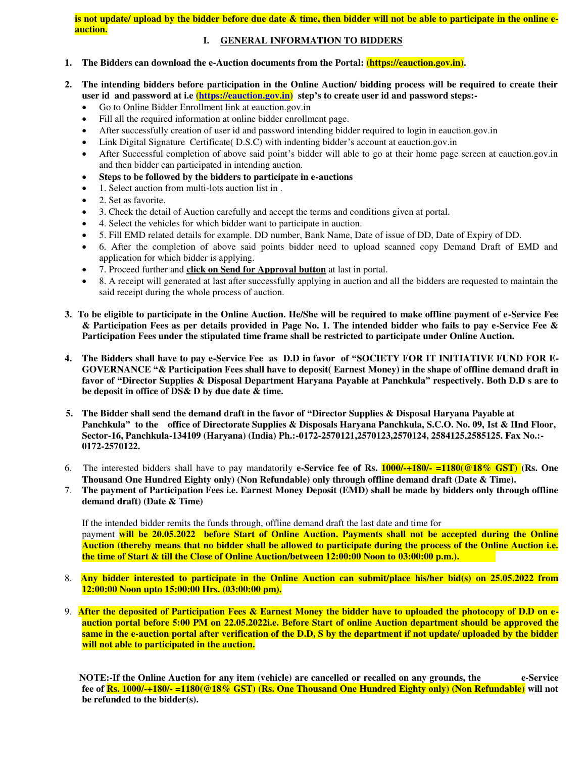**is not update/ upload by the bidder before due date & time, then bidder will not be able to participate in the online e-auction.**

## I. GENERAL INFORMATION TO BIDDERS

1. **The Bidders can download the e-Auction documents from the Portal: (https://eauction.gov.in).**

2. **The intending bidders before participation in the Online Auction/ bidding process will be required to create their user id and password at i.e (https://eauction.gov.in) step's to create user id and password steps:-**
   - Go to Online Bidder Enrollment link at eauction.gov.in
   - Fill all the required information at online bidder enrollment page.
   - After successfully creation of user id and password intending bidder required to login in eauction.gov.in
   - Link Digital Signature Certificate( D.S.C) with indenting bidder's account at eauction.gov.in
   - After Successful completion of above said point's bidder will able to go at their home page screen at eauction.gov.in and then bidder can participated in intending auction.
   - **Steps to be followed by the bidders to participate in e-auctions**
   - 1. Select auction from multi-lots auction list in .
   - 2. Set as favorite.
   - 3. Check the detail of Auction carefully and accept the terms and conditions given at portal.
   - 4. Select the vehicles for which bidder want to participate in auction.
   - 5. Fill EMD related details for example. DD number, Bank Name, Date of issue of DD, Date of Expiry of DD.
   - 6. After the completion of above said points bidder need to upload scanned copy Demand Draft of EMD and application for which bidder is applying.
   - 7. Proceed further and **click on Send for Approval button** at last in portal.
   - 8. A receipt will generated at last after successfully applying in auction and all the bidders are requested to maintain the said receipt during the whole process of auction.

3. **To be eligible to participate in the Online Auction. He/She will be required to make offline payment of e-Service Fee & Participation Fees as per details provided in Page No. 1. The intended bidder who fails to pay e-Service Fee & Participation Fees under the stipulated time frame shall be restricted to participate under Online Auction.**

4. **The Bidders shall have to pay e-Service Fee as D.D in favor of "SOCIETY FOR IT INITIATIVE FUND FOR E-GOVERNANCE "& Participation Fees shall have to deposit( Earnest Money) in the shape of offline demand draft in favor of "Director Supplies & Disposal Department Haryana Payable at Panchkula" respectively. Both D.D s are to be deposit in office of DS& D by due date & time.**

5. **The Bidder shall send the demand draft in the favor of "Director Supplies & Disposal Haryana Payable at Panchkula" to the office of Directorate Supplies & Disposals Haryana Panchkula, S.C.O. No. 09, Ist & IInd Floor, Sector-16, Panchkula-134109 (Haryana) (India) Ph.:-0172-2570121,2570123,2570124, 2584125,2585125. Fax No.:-0172-2570122.**

6. The interested bidders shall have to pay mandatorily **e-Service fee of Rs. 1000/-+180/- =1180(@18% GST) (Rs. One Thousand One Hundred Eighty only) (Non Refundable) only through offline demand draft (Date & Time).**

7. **The payment of Participation Fees i.e. Earnest Money Deposit (EMD) shall be made by bidders only through offline demand draft) (Date & Time)**

   If the intended bidder remits the funds through, offline demand draft the last date and time for payment **will be 20.05.2022 before Start of Online Auction. Payments shall not be accepted during the Online Auction (thereby means that no bidder shall be allowed to participate during the process of the Online Auction i.e. the time of Start & till the Close of Online Auction/between 12:00:00 Noon to 03:00:00 p.m.).**

8. **Any bidder interested to participate in the Online Auction can submit/place his/her bid(s) on 25.05.2022 from 12:00:00 Noon upto 15:00:00 Hrs. (03:00:00 pm).**

9. **After the deposited of Participation Fees & Earnest Money the bidder have to uploaded the photocopy of D.D on e-auction portal before 5:00 PM on 22.05.2022i.e. Before Start of online Auction department should be approved the same in the e-auction portal after verification of the D.D, S by the department if not update/ uploaded by the bidder will not able to participated in the auction.**

**NOTE:-If the Online Auction for any item (vehicle) are cancelled or recalled on any grounds, the e-Service fee of Rs. 1000/-+180/- =1180(@18% GST) (Rs. One Thousand One Hundred Eighty only) (Non Refundable) will not be refunded to the bidder(s).**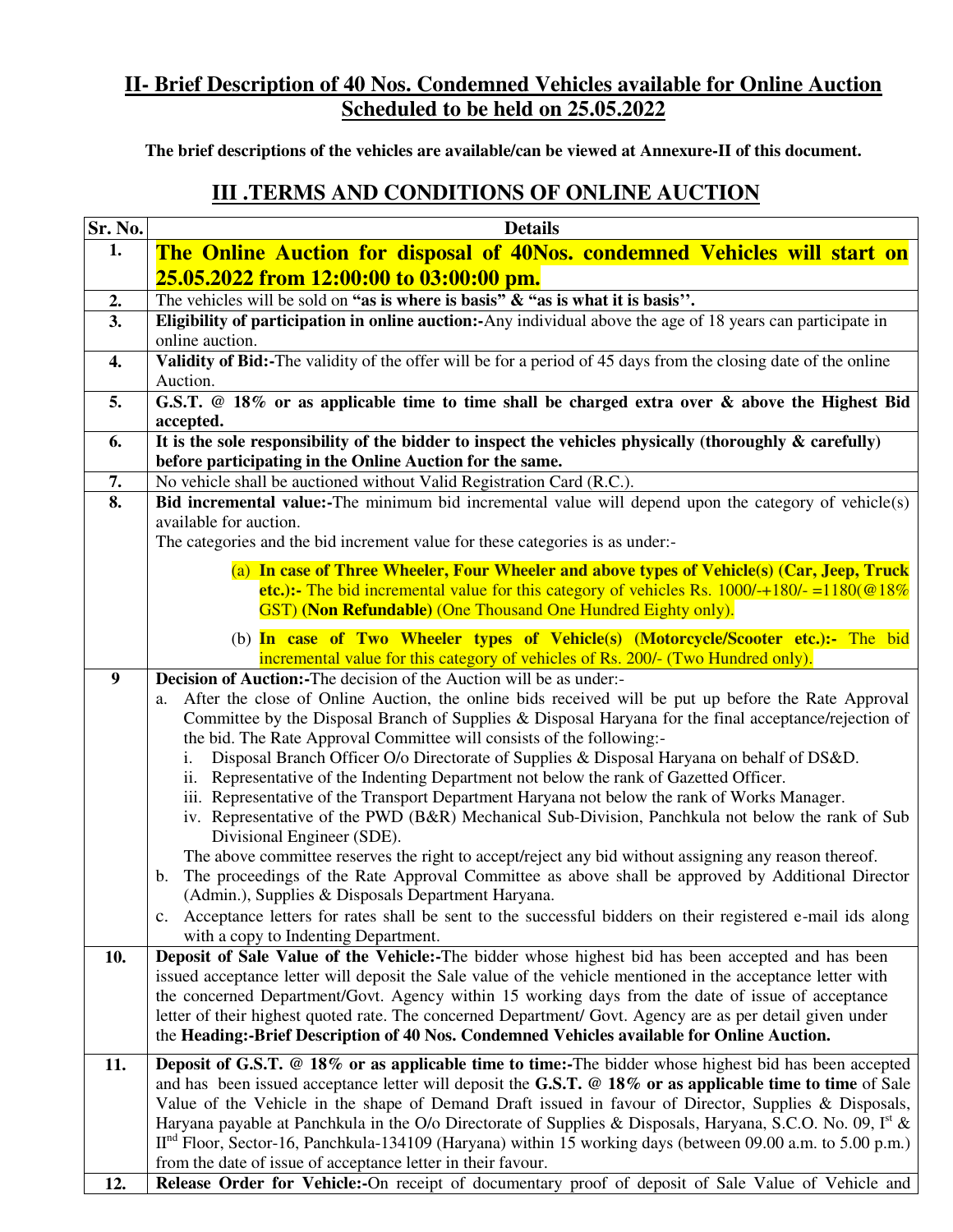## II- Brief Description of 40 Nos. Condemned Vehicles available for Online Auction Scheduled to be held on 25.05.2022

**The brief descriptions of the vehicles are available/can be viewed at Annexure-II of this document.**

## III .TERMS AND CONDITIONS OF ONLINE AUCTION

| Sr. No. | Details |
|---|---|
| 1. | **The Online Auction for disposal of 40Nos. condemned Vehicles will start on 25.05.2022 from 12:00:00 to 03:00:00 pm.** |
| 2. | The vehicles will be sold on **"as is where is basis" & "as is what it is basis''.** |
| 3. | **Eligibility of participation in online auction:-**Any individual above the age of 18 years can participate in online auction. |
| 4. | **Validity of Bid:-**The validity of the offer will be for a period of 45 days from the closing date of the online Auction. |
| 5. | **G.S.T. @ 18% or as applicable time to time shall be charged extra over & above the Highest Bid accepted.** |
| 6. | **It is the sole responsibility of the bidder to inspect the vehicles physically (thoroughly & carefully) before participating in the Online Auction for the same.** |
| 7. | No vehicle shall be auctioned without Valid Registration Card (R.C.). |
| 8. | **Bid incremental value:-**The minimum bid incremental value will depend upon the category of vehicle(s) available for auction.<br>The categories and the bid increment value for these categories is as under:-<br>(a) **In case of Three Wheeler, Four Wheeler and above types of Vehicle(s) (Car, Jeep, Truck etc.):-** The bid incremental value for this category of vehicles Rs. 1000/-+180/- =1180(@18% GST) **(Non Refundable)** (One Thousand One Hundred Eighty only).<br>(b) **In case of Two Wheeler types of Vehicle(s) (Motorcycle/Scooter etc.):-** The bid incremental value for this category of vehicles of Rs. 200/- (Two Hundred only). |
| 9 | **Decision of Auction:-**The decision of the Auction will be as under:-<br>a. After the close of Online Auction, the online bids received will be put up before the Rate Approval Committee by the Disposal Branch of Supplies & Disposal Haryana for the final acceptance/rejection of the bid. The Rate Approval Committee will consists of the following:-<br>i. Disposal Branch Officer O/o Directorate of Supplies & Disposal Haryana on behalf of DS&D.<br>ii. Representative of the Indenting Department not below the rank of Gazetted Officer.<br>iii. Representative of the Transport Department Haryana not below the rank of Works Manager.<br>iv. Representative of the PWD (B&R) Mechanical Sub-Division, Panchkula not below the rank of Sub Divisional Engineer (SDE).<br>The above committee reserves the right to accept/reject any bid without assigning any reason thereof.<br>b. The proceedings of the Rate Approval Committee as above shall be approved by Additional Director (Admin.), Supplies & Disposals Department Haryana.<br>c. Acceptance letters for rates shall be sent to the successful bidders on their registered e-mail ids along with a copy to Indenting Department. |
| 10. | **Deposit of Sale Value of the Vehicle:-**The bidder whose highest bid has been accepted and has been issued acceptance letter will deposit the Sale value of the vehicle mentioned in the acceptance letter with the concerned Department/Govt. Agency within 15 working days from the date of issue of acceptance letter of their highest quoted rate. The concerned Department/ Govt. Agency are as per detail given under the **Heading:-Brief Description of 40 Nos. Condemned Vehicles available for Online Auction.** |
| 11. | **Deposit of G.S.T. @ 18% or as applicable time to time:-**The bidder whose highest bid has been accepted and has been issued acceptance letter will deposit the **G.S.T. @ 18% or as applicable time to time** of Sale Value of the Vehicle in the shape of Demand Draft issued in favour of Director, Supplies & Disposals, Haryana payable at Panchkula in the O/o Directorate of Supplies & Disposals, Haryana, S.C.O. No. 09, Ist & IInd Floor, Sector-16, Panchkula-134109 (Haryana) within 15 working days (between 09.00 a.m. to 5.00 p.m.) from the date of issue of acceptance letter in their favour. |
| 12. | **Release Order for Vehicle:-**On receipt of documentary proof of deposit of Sale Value of Vehicle and |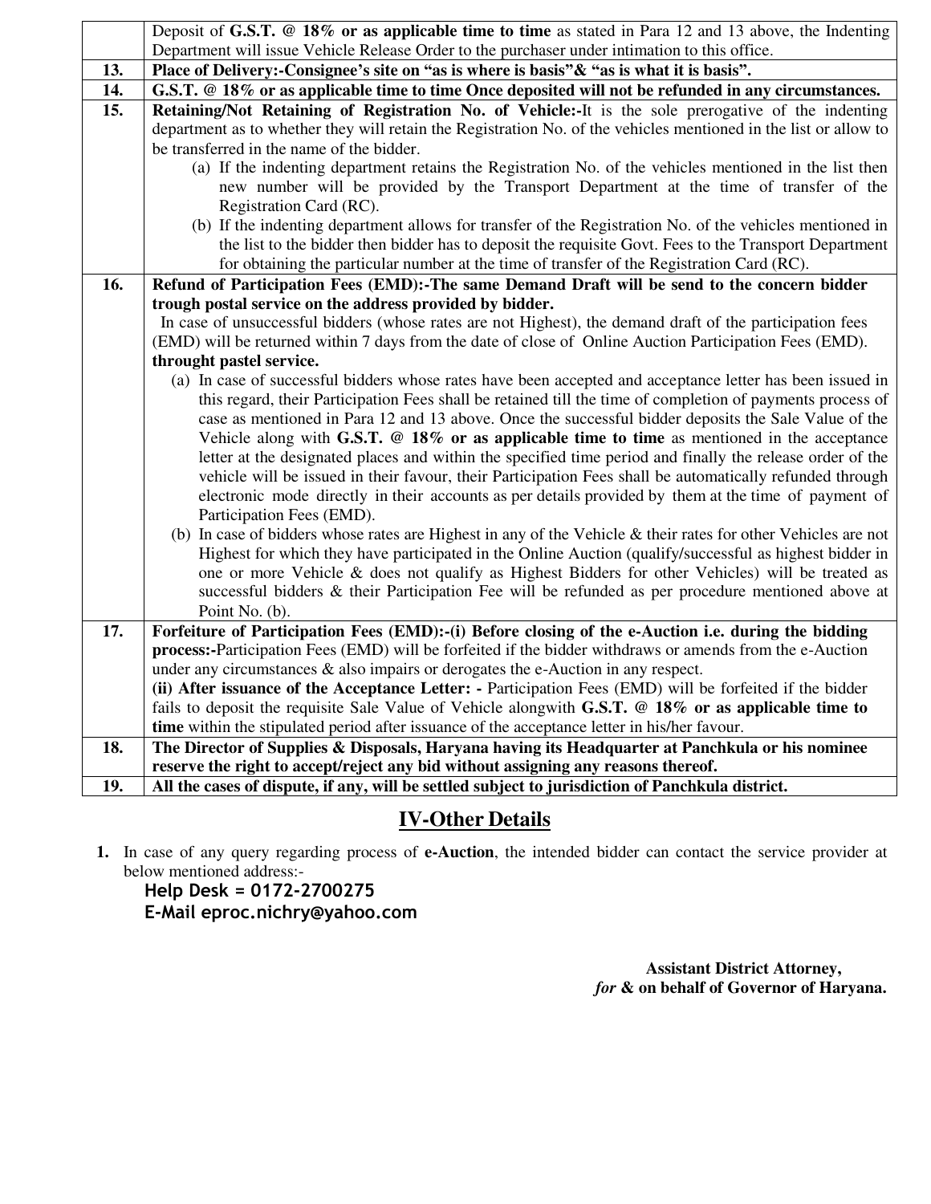| | |
|---|---|
| | Deposit of **G.S.T. @ 18% or as applicable time to time** as stated in Para 12 and 13 above, the Indenting Department will issue Vehicle Release Order to the purchaser under intimation to this office. |
| **13.** | **Place of Delivery:-Consignee's site on "as is where is basis"& "as is what it is basis".** |
| **14.** | **G.S.T. @ 18% or as applicable time to time Once deposited will not be refunded in any circumstances.** |
| **15.** | **Retaining/Not Retaining of Registration No. of Vehicle:-**It is the sole prerogative of the indenting department as to whether they will retain the Registration No. of the vehicles mentioned in the list or allow to be transferred in the name of the bidder.<br>(a) If the indenting department retains the Registration No. of the vehicles mentioned in the list then new number will be provided by the Transport Department at the time of transfer of the Registration Card (RC).<br>(b) If the indenting department allows for transfer of the Registration No. of the vehicles mentioned in the list to the bidder then bidder has to deposit the requisite Govt. Fees to the Transport Department for obtaining the particular number at the time of transfer of the Registration Card (RC). |
| **16.** | **Refund of Participation Fees (EMD):-The same Demand Draft will be send to the concern bidder trough postal service on the address provided by bidder.**<br>In case of unsuccessful bidders (whose rates are not Highest), the demand draft of the participation fees (EMD) will be returned within 7 days from the date of close of Online Auction Participation Fees (EMD). **throught pastel service.**<br>(a) In case of successful bidders whose rates have been accepted and acceptance letter has been issued in this regard, their Participation Fees shall be retained till the time of completion of payments process of case as mentioned in Para 12 and 13 above. Once the successful bidder deposits the Sale Value of the Vehicle along with **G.S.T. @ 18% or as applicable time to time** as mentioned in the acceptance letter at the designated places and within the specified time period and finally the release order of the vehicle will be issued in their favour, their Participation Fees shall be automatically refunded through electronic mode directly in their accounts as per details provided by them at the time of payment of Participation Fees (EMD).<br>(b) In case of bidders whose rates are Highest in any of the Vehicle & their rates for other Vehicles are not Highest for which they have participated in the Online Auction (qualify/successful as highest bidder in one or more Vehicle & does not qualify as Highest Bidders for other Vehicles) will be treated as successful bidders & their Participation Fee will be refunded as per procedure mentioned above at Point No. (b). |
| **17.** | **Forfeiture of Participation Fees (EMD):-(i) Before closing of the e-Auction i.e. during the bidding process:-**Participation Fees (EMD) will be forfeited if the bidder withdraws or amends from the e-Auction under any circumstances & also impairs or derogates the e-Auction in any respect.<br>**(ii) After issuance of the Acceptance Letter: -** Participation Fees (EMD) will be forfeited if the bidder fails to deposit the requisite Sale Value of Vehicle alongwith **G.S.T. @ 18% or as applicable time to time** within the stipulated period after issuance of the acceptance letter in his/her favour. |
| **18.** | **The Director of Supplies & Disposals, Haryana having its Headquarter at Panchkula or his nominee reserve the right to accept/reject any bid without assigning any reasons thereof.** |
| **19.** | **All the cases of dispute, if any, will be settled subject to jurisdiction of Panchkula district.** |

## IV-Other Details

1. In case of any query regarding process of **e-Auction**, the intended bidder can contact the service provider at below mentioned address:-

   **Help Desk = 0172-2700275**
   **E-Mail eproc.nichry@yahoo.com**

**Assistant District Attorney,**
***for* & on behalf of Governor of Haryana.**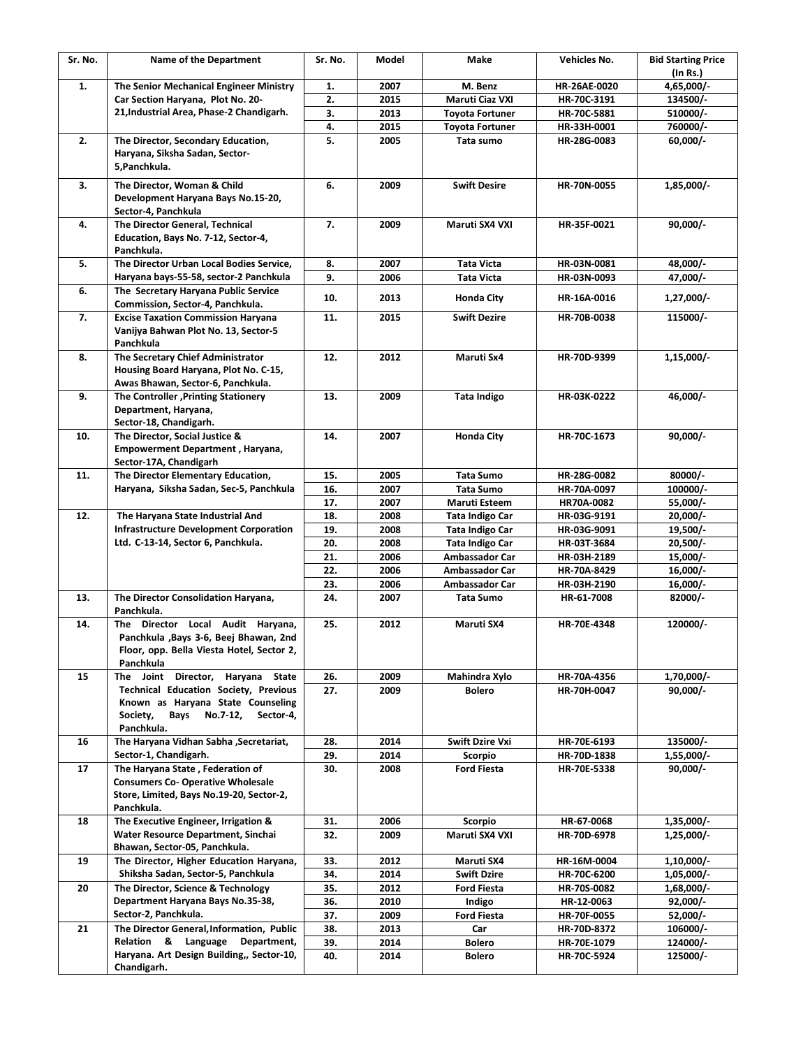| Sr. No. | Name of the Department | Sr. No. | Model | Make | Vehicles No. | Bid Starting Price (In Rs.) |
|---|---|---|---|---|---|---|
| 1. | The Senior Mechanical Engineer Ministry Car Section Haryana, Plot No. 20-21,Industrial Area, Phase-2 Chandigarh. | 1. | 2007 | M. Benz | HR-26AE-0020 | 4,65,000/- |
| | | 2. | 2015 | Maruti Ciaz VXI | HR-70C-3191 | 134500/- |
| | | 3. | 2013 | Toyota Fortuner | HR-70C-5881 | 510000/- |
| | | 4. | 2015 | Toyota Fortuner | HR-33H-0001 | 760000/- |
| 2. | The Director, Secondary Education, Haryana, Siksha Sadan, Sector-5,Panchkula. | 5. | 2005 | Tata sumo | HR-28G-0083 | 60,000/- |
| 3. | The Director, Woman & Child Development Haryana Bays No.15-20, Sector-4, Panchkula | 6. | 2009 | Swift Desire | HR-70N-0055 | 1,85,000/- |
| 4. | The Director General, Technical Education, Bays No. 7-12, Sector-4, Panchkula. | 7. | 2009 | Maruti SX4 VXI | HR-35F-0021 | 90,000/- |
| 5. | The Director Urban Local Bodies Service, Haryana bays-55-58, sector-2 Panchkula | 8. | 2007 | Tata Victa | HR-03N-0081 | 48,000/- |
| | | 9. | 2006 | Tata Victa | HR-03N-0093 | 47,000/- |
| 6. | The Secretary Haryana Public Service Commission, Sector-4, Panchkula. | 10. | 2013 | Honda City | HR-16A-0016 | 1,27,000/- |
| 7. | Excise Taxation Commission Haryana Vanijya Bahwan Plot No. 13, Sector-5 Panchkula | 11. | 2015 | Swift Dezire | HR-70B-0038 | 115000/- |
| 8. | The Secretary Chief Administrator Housing Board Haryana, Plot No. C-15, Awas Bhawan, Sector-6, Panchkula. | 12. | 2012 | Maruti Sx4 | HR-70D-9399 | 1,15,000/- |
| 9. | The Controller ,Printing Stationery Department, Haryana, Sector-18, Chandigarh. | 13. | 2009 | Tata Indigo | HR-03K-0222 | 46,000/- |
| 10. | The Director, Social Justice & Empowerment Department , Haryana, Sector-17A, Chandigarh | 14. | 2007 | Honda City | HR-70C-1673 | 90,000/- |
| 11. | The Director Elementary Education, Haryana, Siksha Sadan, Sec-5, Panchkula | 15. | 2005 | Tata Sumo | HR-28G-0082 | 80000/- |
| | | 16. | 2007 | Tata Sumo | HR-70A-0097 | 100000/- |
| | | 17. | 2007 | Maruti Esteem | HR70A-0082 | 55,000/- |
| 12. | The Haryana State Industrial And Infrastructure Development Corporation Ltd. C-13-14, Sector 6, Panchkula. | 18. | 2008 | Tata Indigo Car | HR-03G-9191 | 20,000/- |
| | | 19. | 2008 | Tata Indigo Car | HR-03G-9091 | 19,500/- |
| | | 20. | 2008 | Tata Indigo Car | HR-03T-3684 | 20,500/- |
| | | 21. | 2006 | Ambassador Car | HR-03H-2189 | 15,000/- |
| | | 22. | 2006 | Ambassador Car | HR-70A-8429 | 16,000/- |
| | | 23. | 2006 | Ambassador Car | HR-03H-2190 | 16,000/- |
| 13. | The Director Consolidation Haryana, Panchkula. | 24. | 2007 | Tata Sumo | HR-61-7008 | 82000/- |
| 14. | The Director Local Audit Haryana, Panchkula ,Bays 3-6, Beej Bhawan, 2nd Floor, opp. Bella Viesta Hotel, Sector 2, Panchkula | 25. | 2012 | Maruti SX4 | HR-70E-4348 | 120000/- |
| 15 | The Joint Director, Haryana State Technical Education Society, Previous Known as Haryana State Counseling Society, Bays No.7-12, Sector-4, Panchkula. | 26. | 2009 | Mahindra Xylo | HR-70A-4356 | 1,70,000/- |
| | | 27. | 2009 | Bolero | HR-70H-0047 | 90,000/- |
| 16 | The Haryana Vidhan Sabha ,Secretariat, Sector-1, Chandigarh. | 28. | 2014 | Swift Dzire Vxi | HR-70E-6193 | 135000/- |
| | | 29. | 2014 | Scorpio | HR-70D-1838 | 1,55,000/- |
| 17 | The Haryana State , Federation of Consumers Co- Operative Wholesale Store, Limited, Bays No.19-20, Sector-2, Panchkula. | 30. | 2008 | Ford Fiesta | HR-70E-5338 | 90,000/- |
| 18 | The Executive Engineer, Irrigation & Water Resource Department, Sinchai Bhawan, Sector-05, Panchkula. | 31. | 2006 | Scorpio | HR-67-0068 | 1,35,000/- |
| | | 32. | 2009 | Maruti SX4 VXI | HR-70D-6978 | 1,25,000/- |
| 19 | The Director, Higher Education Haryana, Shiksha Sadan, Sector-5, Panchkula | 33. | 2012 | Maruti SX4 | HR-16M-0004 | 1,10,000/- |
| | | 34. | 2014 | Swift Dzire | HR-70C-6200 | 1,05,000/- |
| 20 | The Director, Science & Technology Department Haryana Bays No.35-38, Sector-2, Panchkula. | 35. | 2012 | Ford Fiesta | HR-70S-0082 | 1,68,000/- |
| | | 36. | 2010 | Indigo | HR-12-0063 | 92,000/- |
| | | 37. | 2009 | Ford Fiesta | HR-70F-0055 | 52,000/- |
| 21 | The Director General,Information, Public Relation & Language Department, Haryana. Art Design Building,, Sector-10, Chandigarh. | 38. | 2013 | Car | HR-70D-8372 | 106000/- |
| | | 39. | 2014 | Bolero | HR-70E-1079 | 124000/- |
| | | 40. | 2014 | Bolero | HR-70C-5924 | 125000/- |